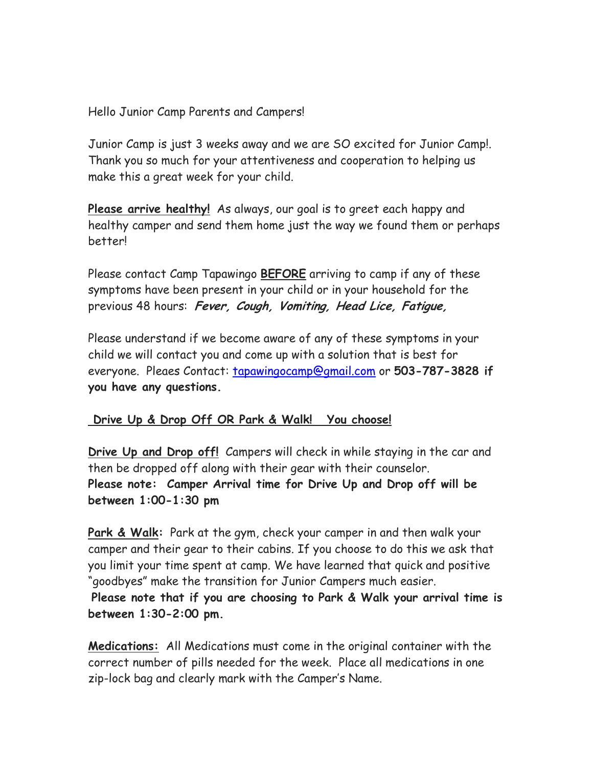Hello Junior Camp Parents and Campers!

Junior Camp is just 3 weeks away and we are SO excited for Junior Camp!. Thank you so much for your attentiveness and cooperation to helping us make this a great week for your child.

**Please arrive healthy!** As always, our goal is to greet each happy and healthy camper and send them home just the way we found them or perhaps better!

Please contact Camp Tapawingo **BEFORE** arriving to camp if any of these symptoms have been present in your child or in your household for the previous 48 hours: ***Fever, Cough, Vomiting, Head Lice, Fatigue,***

Please understand if we become aware of any of these symptoms in your child we will contact you and come up with a solution that is best for everyone. Pleaes Contact: tapawingocamp@gmail.com or **503-787-3828 if you have any questions.**

**Drive Up & Drop Off OR Park & Walk! You choose!**

**Drive Up and Drop off!** Campers will check in while staying in the car and then be dropped off along with their gear with their counselor.
**Please note: Camper Arrival time for Drive Up and Drop off will be between 1:00-1:30 pm**

**Park & Walk:** Park at the gym, check your camper in and then walk your camper and their gear to their cabins. If you choose to do this we ask that you limit your time spent at camp. We have learned that quick and positive "goodbyes" make the transition for Junior Campers much easier.
**Please note that if you are choosing to Park & Walk your arrival time is between 1:30-2:00 pm.**

**Medications:** All Medications must come in the original container with the correct number of pills needed for the week. Place all medications in one zip-lock bag and clearly mark with the Camper's Name.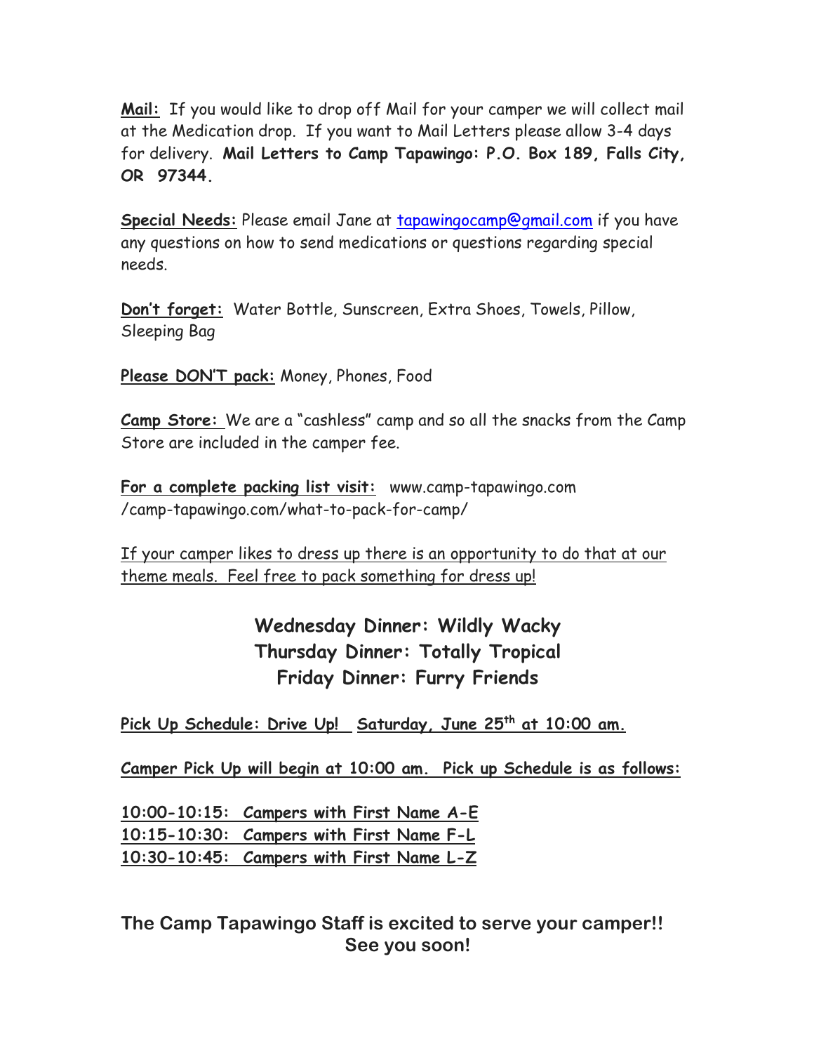**Mail:** If you would like to drop off Mail for your camper we will collect mail at the Medication drop. If you want to Mail Letters please allow 3-4 days for delivery. **Mail Letters to Camp Tapawingo: P.O. Box 189, Falls City, OR 97344.**

**Special Needs:** Please email Jane at tapawingocamp@gmail.com if you have any questions on how to send medications or questions regarding special needs.

**Don't forget:** Water Bottle, Sunscreen, Extra Shoes, Towels, Pillow, Sleeping Bag

**Please DON'T pack:** Money, Phones, Food

**Camp Store:** We are a "cashless" camp and so all the snacks from the Camp Store are included in the camper fee.

**For a complete packing list visit:** www.camp-tapawingo.com /camp-tapawingo.com/what-to-pack-for-camp/

If your camper likes to dress up there is an opportunity to do that at our theme meals. Feel free to pack something for dress up!

**Wednesday Dinner: Wildly Wacky**
**Thursday Dinner: Totally Tropical**
**Friday Dinner: Furry Friends**

**Pick Up Schedule: Drive Up! Saturday, June 25th at 10:00 am.**

**Camper Pick Up will begin at 10:00 am. Pick up Schedule is as follows:**

**10:00-10:15: Campers with First Name A-E**
**10:15-10:30: Campers with First Name F-L**
**10:30-10:45: Campers with First Name L-Z**

**The Camp Tapawingo Staff is excited to serve your camper!!**
**See you soon!**